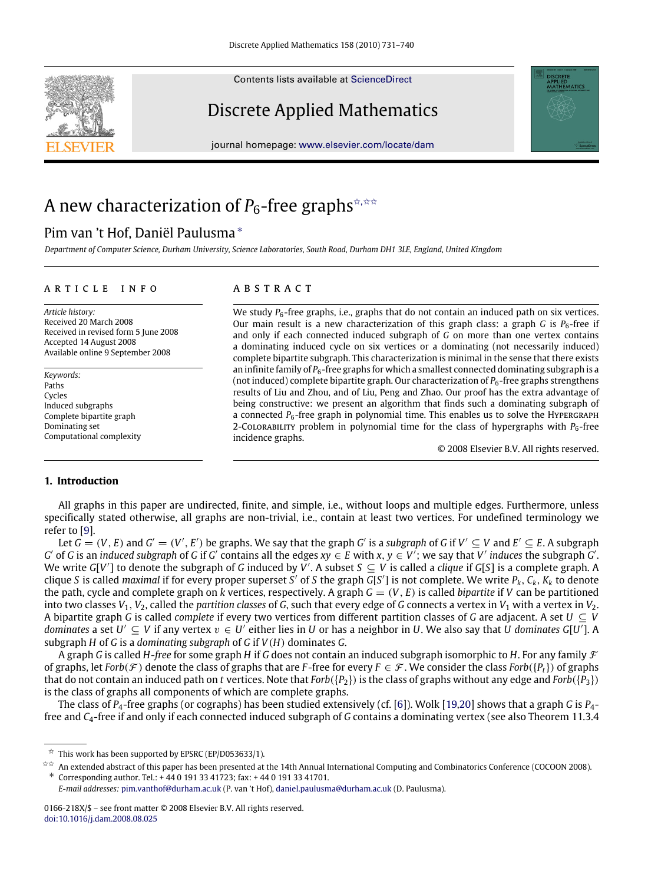# A new characterization of $P_6$-free graphs ☆,☆☆

Pim van 't Hof, Daniël Paulusma *

*Department of Computer Science, Durham University, Science Laboratories, South Road, Durham DH1 3LE, England, United Kingdom*

---

**ARTICLE INFO**

*Article history:*
Received 20 March 2008
Received in revised form 5 June 2008
Accepted 14 August 2008
Available online 9 September 2008

*Keywords:*
Paths
Cycles
Induced subgraphs
Complete bipartite graph
Dominating set
Computational complexity

**ABSTRACT**

We study $P_6$-free graphs, i.e., graphs that do not contain an induced path on six vertices. Our main result is a new characterization of this graph class: a graph $G$ is $P_6$-free if and only if each connected induced subgraph of $G$ on more than one vertex contains a dominating induced cycle on six vertices or a dominating (not necessarily induced) complete bipartite subgraph. This characterization is minimal in the sense that there exists an infinite family of $P_6$-free graphs for which a smallest connected dominating subgraph is a (not induced) complete bipartite graph. Our characterization of $P_6$-free graphs strengthens results of Liu and Zhou, and of Liu, Peng and Zhao. Our proof has the extra advantage of being constructive: we present an algorithm that finds such a dominating subgraph of a connected $P_6$-free graph in polynomial time. This enables us to solve the HYPERGRAPH 2-COLORABILITY problem in polynomial time for the class of hypergraphs with $P_6$-free incidence graphs.

© 2008 Elsevier B.V. All rights reserved.

---

## 1. Introduction

All graphs in this paper are undirected, finite, and simple, i.e., without loops and multiple edges. Furthermore, unless specifically stated otherwise, all graphs are non-trivial, i.e., contain at least two vertices. For undefined terminology we refer to [9].

Let $G = (V, E)$ and $G' = (V', E')$ be graphs. We say that the graph $G'$ is a *subgraph* of $G$ if $V' \subseteq V$ and $E' \subseteq E$. A subgraph $G'$ of $G$ is an *induced subgraph* of $G$ if $G'$ contains all the edges $xy \in E$ with $x, y \in V'$; we say that $V'$ *induces* the subgraph $G'$. We write $G[V']$ to denote the subgraph of $G$ induced by $V'$. A subset $S \subseteq V$ is called a *clique* if $G[S]$ is a complete graph. A clique $S$ is called *maximal* if for every proper superset $S'$ of $S$ the graph $G[S']$ is not complete. We write $P_k$, $C_k$, $K_k$ to denote the path, cycle and complete graph on $k$ vertices, respectively. A graph $G = (V, E)$ is called *bipartite* if $V$ can be partitioned into two classes $V_1, V_2$, called the *partition classes* of $G$, such that every edge of $G$ connects a vertex in $V_1$ with a vertex in $V_2$. A bipartite graph $G$ is called *complete* if every two vertices from different partition classes of $G$ are adjacent. A set $U \subseteq V$ *dominates* a set $U' \subseteq V$ if any vertex $v \in U'$ either lies in $U$ or has a neighbor in $U$. We also say that $U$ *dominates* $G[U']$. A subgraph $H$ of $G$ is a *dominating subgraph* of $G$ if $V(H)$ dominates $G$.

A graph $G$ is called $H$-*free* for some graph $H$ if $G$ does not contain an induced subgraph isomorphic to $H$. For any family $\mathcal{F}$ of graphs, let *Forb*($\mathcal{F}$) denote the class of graphs that are $F$-free for every $F \in \mathcal{F}$. We consider the class *Forb*($\{P_t\}$) of graphs that do not contain an induced path on $t$ vertices. Note that *Forb*($\{P_2\}$) is the class of graphs without any edge and *Forb*($\{P_3\}$) is the class of graphs all components of which are complete graphs.

The class of $P_4$-free graphs (or cographs) has been studied extensively (cf. [6]). Wolk [19,20] shows that a graph $G$ is $P_4$-free and $C_4$-free if and only if each connected induced subgraph of $G$ contains a dominating vertex (see also Theorem 11.3.4

---

☆ This work has been supported by EPSRC (EP/D053633/1).

☆☆ An extended abstract of this paper has been presented at the 14th Annual International Computing and Combinatorics Conference (COCOON 2008).

\* Corresponding author. Tel.: + 44 0 191 33 41723; fax: + 44 0 191 33 41701.
*E-mail addresses:* pim.vanthof@durham.ac.uk (P. van 't Hof), daniel.paulusma@durham.ac.uk (D. Paulusma).

0166-218X/$ – see front matter © 2008 Elsevier B.V. All rights reserved.
doi:10.1016/j.dam.2008.08.025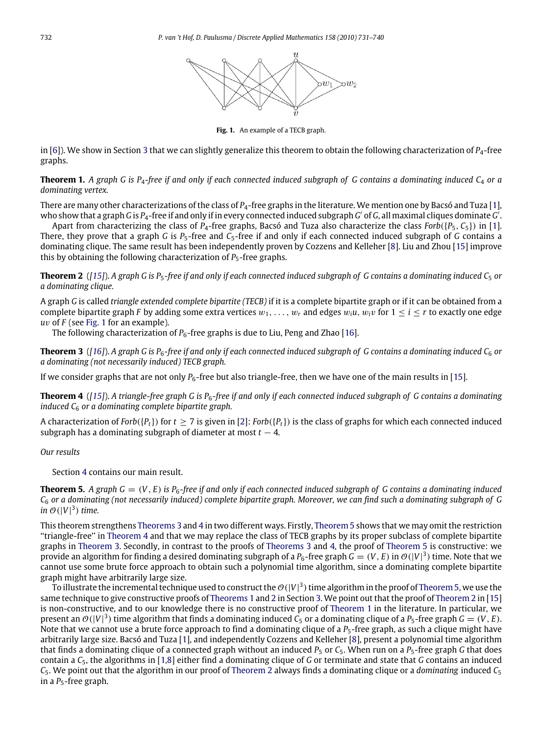**Fig. 1.** An example of a TECB graph.

in [6]). We show in Section 3 that we can slightly generalize this theorem to obtain the following characterization of $P_4$-free graphs.

**Theorem 1.** *A graph $G$ is $P_4$-free if and only if each connected induced subgraph of $G$ contains a dominating induced $C_4$ or a dominating vertex.*

There are many other characterizations of the class of $P_4$-free graphs in the literature. We mention one by Bacsó and Tuza [1], who show that a graph $G$ is $P_4$-free if and only if in every connected induced subgraph $G'$ of $G$, all maximal cliques dominate $G'$.

Apart from characterizing the class of $P_4$-free graphs, Bacsó and Tuza also characterize the class $Forb(\{P_5, C_5\})$ in [1]. There, they prove that a graph $G$ is $P_5$-free and $C_5$-free if and only if each connected induced subgraph of $G$ contains a dominating clique. The same result has been independently proven by Cozzens and Kelleher [8]. Liu and Zhou [15] improve this by obtaining the following characterization of $P_5$-free graphs.

**Theorem 2** ([15]). *A graph $G$ is $P_5$-free if and only if each connected induced subgraph of $G$ contains a dominating induced $C_5$ or a dominating clique.*

A graph $G$ is called *triangle extended complete bipartite (TECB)* if it is a complete bipartite graph or if it can be obtained from a complete bipartite graph $F$ by adding some extra vertices $w_1, \ldots, w_r$ and edges $w_iu$, $w_iv$ for $1 \leq i \leq r$ to exactly one edge $uv$ of $F$ (see Fig. 1 for an example).

The following characterization of $P_6$-free graphs is due to Liu, Peng and Zhao [16].

**Theorem 3** ([16]). *A graph $G$ is $P_6$-free if and only if each connected induced subgraph of $G$ contains a dominating induced $C_6$ or a dominating (not necessarily induced) TECB graph.*

If we consider graphs that are not only $P_6$-free but also triangle-free, then we have one of the main results in [15].

**Theorem 4** ([15]). *A triangle-free graph $G$ is $P_6$-free if and only if each connected induced subgraph of $G$ contains a dominating induced $C_6$ or a dominating complete bipartite graph.*

A characterization of $Forb(\{P_t\})$ for $t \geq 7$ is given in [2]: $Forb(\{P_t\})$ is the class of graphs for which each connected induced subgraph has a dominating subgraph of diameter at most $t - 4$.

*Our results*

Section 4 contains our main result.

**Theorem 5.** *A graph $G = (V, E)$ is $P_6$-free if and only if each connected induced subgraph of $G$ contains a dominating induced $C_6$ or a dominating (not necessarily induced) complete bipartite graph. Moreover, we can find such a dominating subgraph of $G$ in $\mathcal{O}(|V|^3)$ time.*

This theorem strengthens Theorems 3 and 4 in two different ways. Firstly, Theorem 5 shows that we may omit the restriction "triangle-free" in Theorem 4 and that we may replace the class of TECB graphs by its proper subclass of complete bipartite graphs in Theorem 3. Secondly, in contrast to the proofs of Theorems 3 and 4, the proof of Theorem 5 is constructive: we provide an algorithm for finding a desired dominating subgraph of a $P_6$-free graph $G = (V, E)$ in $\mathcal{O}(|V|^3)$ time. Note that we cannot use some brute force approach to obtain such a polynomial time algorithm, since a dominating complete bipartite graph might have arbitrarily large size.

To illustrate the incremental technique used to construct the $\mathcal{O}(|V|^3)$ time algorithm in the proof of Theorem 5, we use the same technique to give constructive proofs of Theorems 1 and 2 in Section 3. We point out that the proof of Theorem 2 in [15] is non-constructive, and to our knowledge there is no constructive proof of Theorem 1 in the literature. In particular, we present an $\mathcal{O}(|V|^3)$ time algorithm that finds a dominating induced $C_5$ or a dominating clique of a $P_5$-free graph $G = (V, E)$. Note that we cannot use a brute force approach to find a dominating clique of a $P_5$-free graph, as such a clique might have arbitrarily large size. Bacsó and Tuza [1], and independently Cozzens and Kelleher [8], present a polynomial time algorithm that finds a dominating clique of a connected graph without an induced $P_5$ or $C_5$. When run on a $P_5$-free graph $G$ that does contain a $C_5$, the algorithms in [1,8] either find a dominating clique of $G$ or terminate and state that $G$ contains an induced $C_5$. We point out that the algorithm in our proof of Theorem 2 always finds a dominating clique or a *dominating* induced $C_5$ in a $P_5$-free graph.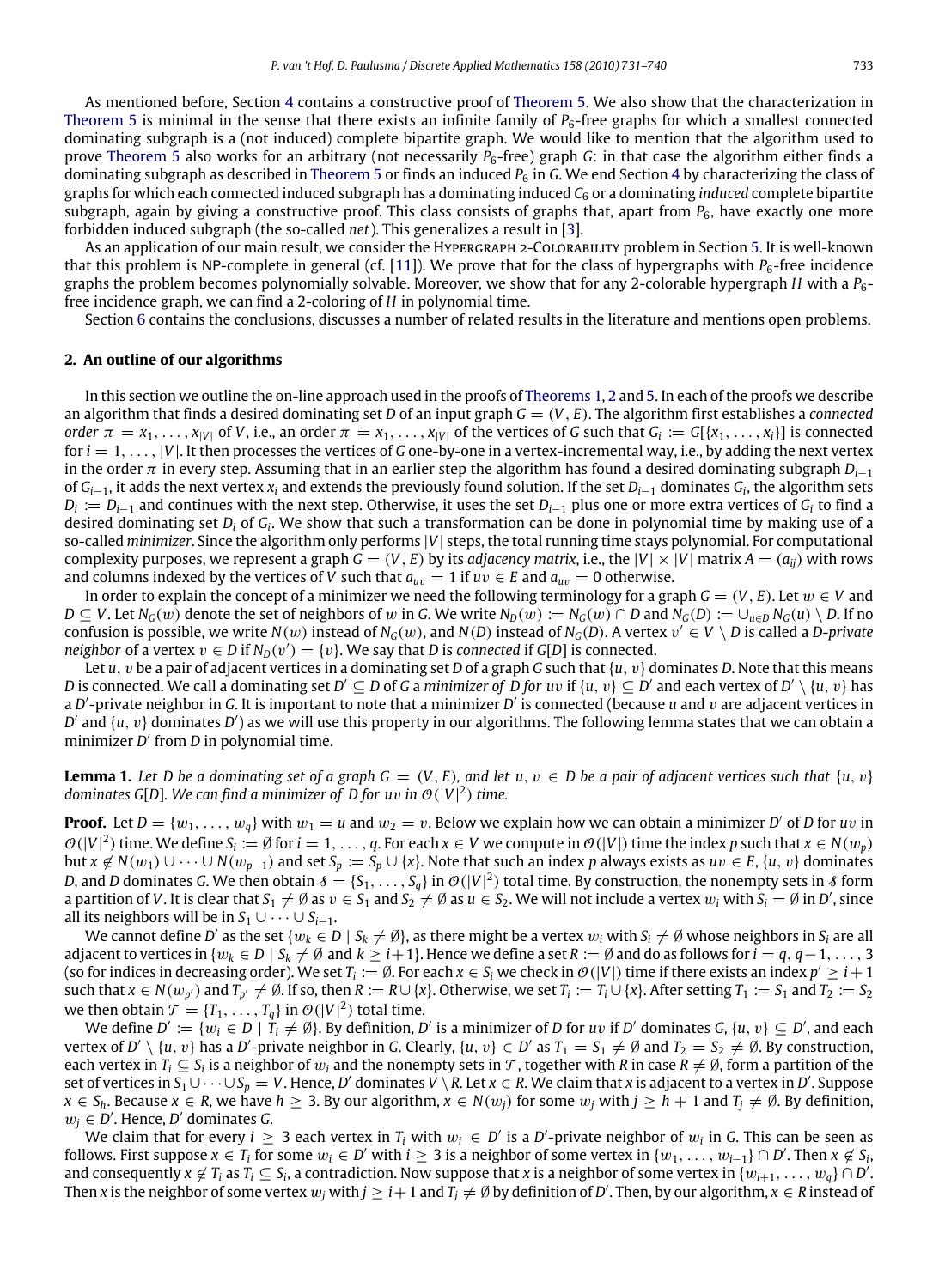As mentioned before, Section 4 contains a constructive proof of Theorem 5. We also show that the characterization in Theorem 5 is minimal in the sense that there exists an infinite family of $P_6$-free graphs for which a smallest connected dominating subgraph is a (not induced) complete bipartite graph. We would like to mention that the algorithm used to prove Theorem 5 also works for an arbitrary (not necessarily $P_6$-free) graph $G$: in that case the algorithm either finds a dominating subgraph as described in Theorem 5 or finds an induced $P_6$ in $G$. We end Section 4 by characterizing the class of graphs for which each connected induced subgraph has a dominating induced $C_6$ or a dominating *induced* complete bipartite subgraph, again by giving a constructive proof. This class consists of graphs that, apart from $P_6$, have exactly one more forbidden induced subgraph (the so-called *net*). This generalizes a result in [3].

As an application of our main result, we consider the Hypergraph 2-Colorability problem in Section 5. It is well-known that this problem is NP-complete in general (cf. [11]). We prove that for the class of hypergraphs with $P_6$-free incidence graphs the problem becomes polynomially solvable. Moreover, we show that for any 2-colorable hypergraph $H$ with a $P_6$-free incidence graph, we can find a 2-coloring of $H$ in polynomial time.

Section 6 contains the conclusions, discusses a number of related results in the literature and mentions open problems.

## 2. An outline of our algorithms

In this section we outline the on-line approach used in the proofs of Theorems 1, 2 and 5. In each of the proofs we describe an algorithm that finds a desired dominating set $D$ of an input graph $G = (V, E)$. The algorithm first establishes a *connected order* $\pi = x_1, \ldots, x_{|V|}$ of $V$, i.e., an order $\pi = x_1, \ldots, x_{|V|}$ of the vertices of $G$ such that $G_i := G[\{x_1, \ldots, x_i\}]$ is connected for $i = 1, \ldots, |V|$. It then processes the vertices of $G$ one-by-one in a vertex-incremental way, i.e., by adding the next vertex in the order $\pi$ in every step. Assuming that in an earlier step the algorithm has found a desired dominating subgraph $D_{i-1}$ of $G_{i-1}$, it adds the next vertex $x_i$ and extends the previously found solution. If the set $D_{i-1}$ dominates $G_i$, the algorithm sets $D_i := D_{i-1}$ and continues with the next step. Otherwise, it uses the set $D_{i-1}$ plus one or more extra vertices of $G_i$ to find a desired dominating set $D_i$ of $G_i$. We show that such a transformation can be done in polynomial time by making use of a so-called *minimizer*. Since the algorithm only performs $|V|$ steps, the total running time stays polynomial. For computational complexity purposes, we represent a graph $G = (V, E)$ by its *adjacency matrix*, i.e., the $|V| \times |V|$ matrix $A = (a_{ij})$ with rows and columns indexed by the vertices of $V$ such that $a_{uv} = 1$ if $uv \in E$ and $a_{uv} = 0$ otherwise.

In order to explain the concept of a minimizer we need the following terminology for a graph $G = (V, E)$. Let $w \in V$ and $D \subseteq V$. Let $N_G(w)$ denote the set of neighbors of $w$ in $G$. We write $N_D(w) := N_G(w) \cap D$ and $N_G(D) := \cup_{u \in D} N_G(u) \setminus D$. If no confusion is possible, we write $N(w)$ instead of $N_G(w)$, and $N(D)$ instead of $N_G(D)$. A vertex $v' \in V \setminus D$ is called a *D-private neighbor* of a vertex $v \in D$ if $N_D(v') = \{v\}$. We say that $D$ is *connected* if $G[D]$ is connected.

Let $u, v$ be a pair of adjacent vertices in a dominating set $D$ of a graph $G$ such that $\{u, v\}$ dominates $D$. Note that this means $D$ is connected. We call a dominating set $D' \subseteq D$ of $G$ a *minimizer of D for uv* if $\{u, v\} \subseteq D'$ and each vertex of $D' \setminus \{u, v\}$ has a $D'$-private neighbor in $G$. It is important to note that a minimizer $D'$ is connected (because $u$ and $v$ are adjacent vertices in $D'$ and $\{u, v\}$ dominates $D'$) as we will use this property in our algorithms. The following lemma states that we can obtain a minimizer $D'$ from $D$ in polynomial time.

**Lemma 1.** *Let $D$ be a dominating set of a graph $G = (V, E)$, and let $u, v \in D$ be a pair of adjacent vertices such that $\{u, v\}$ dominates $G[D]$. We can find a minimizer of $D$ for $uv$ in $\mathcal{O}(|V|^2)$ time.*

**Proof.** Let $D = \{w_1, \ldots, w_q\}$ with $w_1 = u$ and $w_2 = v$. Below we explain how we can obtain a minimizer $D'$ of $D$ for $uv$ in $\mathcal{O}(|V|^2)$ time. We define $S_i := \emptyset$ for $i = 1, \ldots, q$. For each $x \in V$ we compute in $\mathcal{O}(|V|)$ time the index $p$ such that $x \in N(w_p)$ but $x \notin N(w_1) \cup \cdots \cup N(w_{p-1})$ and set $S_p := S_p \cup \{x\}$. Note that such an index $p$ always exists as $uv \in E$, $\{u, v\}$ dominates $D$, and $D$ dominates $G$. We then obtain $\mathcal{S} = \{S_1, \ldots, S_q\}$ in $\mathcal{O}(|V|^2)$ total time. By construction, the nonempty sets in $\mathcal{S}$ form a partition of $V$. It is clear that $S_1 \neq \emptyset$ as $v \in S_1$ and $S_2 \neq \emptyset$ as $u \in S_2$. We will not include a vertex $w_i$ with $S_i = \emptyset$ in $D'$, since all its neighbors will be in $S_1 \cup \cdots \cup S_{i-1}$.

We cannot define $D'$ as the set $\{w_k \in D \mid S_k \neq \emptyset\}$, as there might be a vertex $w_i$ with $S_i \neq \emptyset$ whose neighbors in $S_i$ are all adjacent to vertices in $\{w_k \in D \mid S_k \neq \emptyset \text{ and } k \geq i+1\}$. Hence we define a set $R := \emptyset$ and do as follows for $i = q, q-1, \ldots, 3$ (so for indices in decreasing order). We set $T_i := \emptyset$. For each $x \in S_i$ we check in $\mathcal{O}(|V|)$ time if there exists an index $p' \geq i+1$ such that $x \in N(w_{p'})$ and $T_{p'} \neq \emptyset$. If so, then $R := R \cup \{x\}$. Otherwise, we set $T_i := T_i \cup \{x\}$. After setting $T_1 := S_1$ and $T_2 := S_2$ we then obtain $\mathcal{T} = \{T_1, \ldots, T_q\}$ in $\mathcal{O}(|V|^2)$ total time.

We define $D' := \{w_i \in D \mid T_i \neq \emptyset\}$. By definition, $D'$ is a minimizer of $D$ for $uv$ if $D'$ dominates $G$, $\{u, v\} \subseteq D'$, and each vertex of $D' \setminus \{u, v\}$ has a $D'$-private neighbor in $G$. Clearly, $\{u, v\} \in D'$ as $T_1 = S_1 \neq \emptyset$ and $T_2 = S_2 \neq \emptyset$. By construction, each vertex in $T_i \subseteq S_i$ is a neighbor of $w_i$ and the nonempty sets in $\mathcal{T}$, together with $R$ in case $R \neq \emptyset$, form a partition of the set of vertices in $S_1 \cup \cdots \cup S_p = V$. Hence, $D'$ dominates $V \setminus R$. Let $x \in R$. We claim that $x$ is adjacent to a vertex in $D'$. Suppose $x \in S_h$. Because $x \in R$, we have $h \geq 3$. By our algorithm, $x \in N(w_j)$ for some $w_j$ with $j \geq h+1$ and $T_j \neq \emptyset$. By definition, $w_j \in D'$. Hence, $D'$ dominates $G$.

We claim that for every $i \geq 3$ each vertex in $T_i$ with $w_i \in D'$ is a $D'$-private neighbor of $w_i$ in $G$. This can be seen as follows. First suppose $x \in T_i$ for some $w_i \in D'$ with $i \geq 3$ is a neighbor of some vertex in $\{w_1, \ldots, w_{i-1}\} \cap D'$. Then $x \notin S_i$, and consequently $x \notin T_i$ as $T_i \subseteq S_i$, a contradiction. Now suppose that $x$ is a neighbor of some vertex in $\{w_{i+1}, \ldots, w_q\} \cap D'$. Then $x$ is the neighbor of some vertex $w_j$ with $j \geq i+1$ and $T_j \neq \emptyset$ by definition of $D'$. Then, by our algorithm, $x \in R$ instead of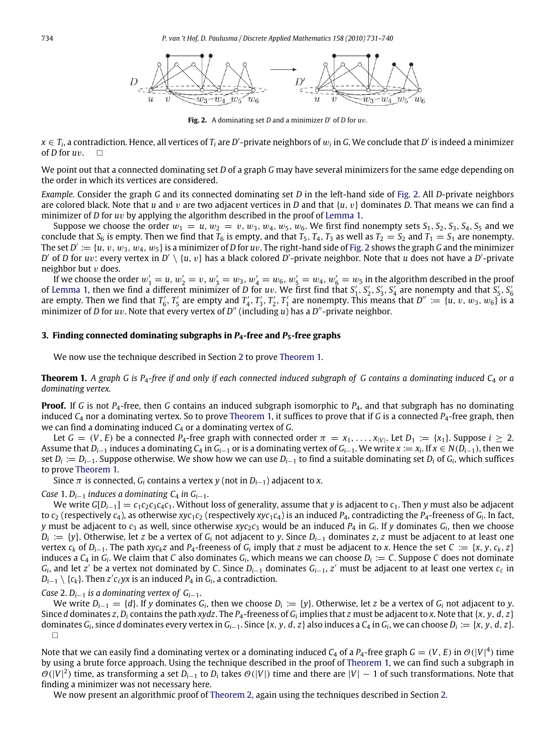**Fig. 2.** A dominating set $D$ and a minimizer $D'$ of $D$ for $uv$.

$x \in T_i$, a contradiction. Hence, all vertices of $T_i$ are $D'$-private neighbors of $w_i$ in $G$. We conclude that $D'$ is indeed a minimizer of $D$ for $uv$. □

We point out that a connected dominating set $D$ of a graph $G$ may have several minimizers for the same edge depending on the order in which its vertices are considered.

*Example.* Consider the graph $G$ and its connected dominating set $D$ in the left-hand side of Fig. 2. All $D$-private neighbors are colored black. Note that $u$ and $v$ are two adjacent vertices in $D$ and that $\{u, v\}$ dominates $D$. That means we can find a minimizer of $D$ for $uv$ by applying the algorithm described in the proof of Lemma 1.

Suppose we choose the order $w_1 = u, w_2 = v, w_3, w_4, w_5, w_6$. We first find nonempty sets $S_1, S_2, S_3, S_4, S_5$ and we conclude that $S_6$ is empty. Then we find that $T_6$ is empty, and that $T_5, T_4, T_3$ as well as $T_2 = S_2$ and $T_1 = S_1$ are nonempty. The set $D' := \{u, v, w_3, w_4, w_5\}$ is a minimizer of $D$ for $uv$. The right-hand side of Fig. 2 shows the graph $G$ and the minimizer $D'$ of $D$ for $uv$: every vertex in $D' \setminus \{u, v\}$ has a black colored $D'$-private neighbor. Note that $u$ does not have a $D'$-private neighbor but $v$ does.

If we choose the order $w'_1 = u, w'_2 = v, w'_3 = w_3, w'_4 = w_6, w'_5 = w_4, w'_6 = w_5$ in the algorithm described in the proof of Lemma 1, then we find a different minimizer of $D$ for $uv$. We first find that $S'_1, S'_2, S'_3, S'_4$ are nonempty and that $S'_5, S'_6$ are empty. Then we find that $T'_6, T'_5$ are empty and $T'_4, T'_3, T'_2, T'_1$ are nonempty. This means that $D'' := \{u, v, w_3, w_6\}$ is a minimizer of $D$ for $uv$. Note that every vertex of $D''$ (including $u$) has a $D''$-private neighbor.

## 3. Finding connected dominating subgraphs in $P_4$-free and $P_5$-free graphs

We now use the technique described in Section 2 to prove Theorem 1.

**Theorem 1.** *A graph $G$ is $P_4$-free if and only if each connected induced subgraph of $G$ contains a dominating induced $C_4$ or a dominating vertex.*

**Proof.** If $G$ is not $P_4$-free, then $G$ contains an induced subgraph isomorphic to $P_4$, and that subgraph has no dominating induced $C_4$ nor a dominating vertex. So to prove Theorem 1, it suffices to prove that if $G$ is a connected $P_4$-free graph, then we can find a dominating induced $C_4$ or a dominating vertex of $G$.

Let $G = (V, E)$ be a connected $P_4$-free graph with connected order $\pi = x_1, \ldots, x_{|V|}$. Let $D_1 := \{x_1\}$. Suppose $i \geq 2$. Assume that $D_{i-1}$ induces a dominating $C_4$ in $G_{i-1}$ or is a dominating vertex of $G_{i-1}$. We write $x := x_i$. If $x \in N(D_{i-1})$, then we set $D_i := D_{i-1}$. Suppose otherwise. We show how we can use $D_{i-1}$ to find a suitable dominating set $D_i$ of $G_i$, which suffices to prove Theorem 1.

Since $\pi$ is connected, $G_i$ contains a vertex $y$ (not in $D_{i-1}$) adjacent to $x$.

*Case* 1. *$D_{i-1}$ induces a dominating $C_4$ in $G_{i-1}$.*

We write $G[D_{i-1}] = c_1c_2c_3c_4c_1$. Without loss of generality, assume that $y$ is adjacent to $c_1$. Then $y$ must also be adjacent to $c_2$ (respectively $c_4$), as otherwise $xyc_1c_2$ (respectively $xyc_1c_4$) is an induced $P_4$, contradicting the $P_4$-freeness of $G_i$. In fact, $y$ must be adjacent to $c_3$ as well, since otherwise $xyc_2c_3$ would be an induced $P_4$ in $G_i$. If $y$ dominates $G_i$, then we choose $D_i := \{y\}$. Otherwise, let $z$ be a vertex of $G_i$ not adjacent to $y$. Since $D_{i-1}$ dominates $z$, $z$ must be adjacent to at least one vertex $c_k$ of $D_{i-1}$. The path $xyc_kz$ and $P_4$-freeness of $G_i$ imply that $z$ must be adjacent to $x$. Hence the set $C := \{x, y, c_k, z\}$ induces a $C_4$ in $G_i$. We claim that $C$ also dominates $G_i$, which means we can choose $D_i := C$. Suppose $C$ does not dominate $G_i$, and let $z'$ be a vertex not dominated by $C$. Since $D_{i-1}$ dominates $G_{i-1}$, $z'$ must be adjacent to at least one vertex $c_\ell$ in $D_{i-1} \setminus \{c_k\}$. Then $z'c_\ell yx$ is an induced $P_4$ in $G_i$, a contradiction.

*Case* 2. *$D_{i-1}$ is a dominating vertex of $G_{i-1}$.*

We write $D_{i-1} = \{d\}$. If $y$ dominates $G_i$, then we choose $D_i := \{y\}$. Otherwise, let $z$ be a vertex of $G_i$ not adjacent to $y$. Since $d$ dominates $z$, $D_i$ contains the path $xydz$. The $P_4$-freeness of $G_i$ implies that $z$ must be adjacent to $x$. Note that $\{x, y, d, z\}$ dominates $G_i$, since $d$ dominates every vertex in $G_{i-1}$. Since $\{x, y, d, z\}$ also induces a $C_4$ in $G_i$, we can choose $D_i := \{x, y, d, z\}$. □

Note that we can easily find a dominating vertex or a dominating induced $C_4$ of a $P_4$-free graph $G = (V, E)$ in $\mathcal{O}(|V|^4)$ time by using a brute force approach. Using the technique described in the proof of Theorem 1, we can find such a subgraph in $\mathcal{O}(|V|^2)$ time, as transforming a set $D_{i-1}$ to $D_i$ takes $\mathcal{O}(|V|)$ time and there are $|V| - 1$ of such transformations. Note that finding a minimizer was not necessary here.

We now present an algorithmic proof of Theorem 2, again using the techniques described in Section 2.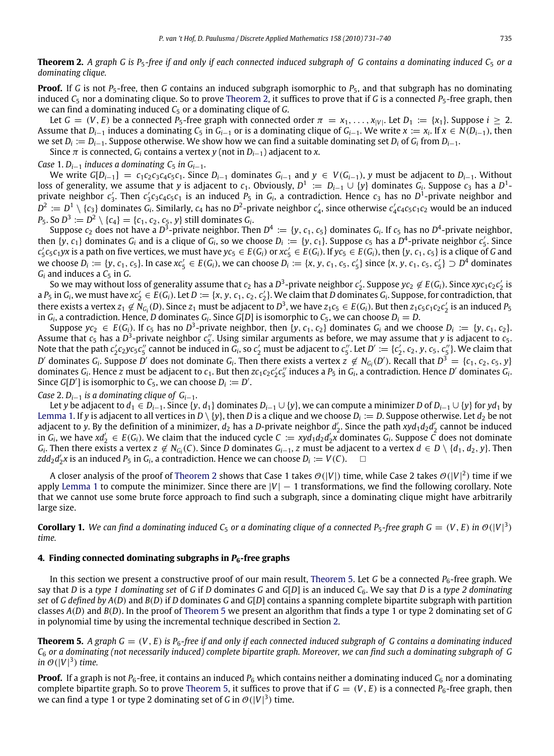**Theorem 2.** *A graph $G$ is $P_5$-free if and only if each connected induced subgraph of $G$ contains a dominating induced $C_5$ or a dominating clique.*

**Proof.** If $G$ is not $P_5$-free, then $G$ contains an induced subgraph isomorphic to $P_5$, and that subgraph has no dominating induced $C_5$ nor a dominating clique. So to prove Theorem 2, it suffices to prove that if $G$ is a connected $P_5$-free graph, then we can find a dominating induced $C_5$ or a dominating clique of $G$.

Let $G = (V, E)$ be a connected $P_5$-free graph with connected order $\pi = x_1, \ldots, x_{|V|}$. Let $D_1 := \{x_1\}$. Suppose $i \geq 2$. Assume that $D_{i-1}$ induces a dominating $C_5$ in $G_{i-1}$ or is a dominating clique of $G_{i-1}$. We write $x := x_i$. If $x \in N(D_{i-1})$, then we set $D_i := D_{i-1}$. Suppose otherwise. We show how we can find a suitable dominating set $D_i$ of $G_i$ from $D_{i-1}$.

Since $\pi$ is connected, $G_i$ contains a vertex $y$ (not in $D_{i-1}$) adjacent to $x$.

*Case* 1. *$D_{i-1}$ induces a dominating $C_5$ in $G_{i-1}$.*

We write $G[D_{i-1}] = c_1c_2c_3c_4c_5c_1$. Since $D_{i-1}$ dominates $G_{i-1}$ and $y \in V(G_{i-1})$, $y$ must be adjacent to $D_{i-1}$. Without loss of generality, we assume that $y$ is adjacent to $c_1$. Obviously, $D^1 := D_{i-1} \cup \{y\}$ dominates $G_i$. Suppose $c_3$ has a $D^1$-private neighbor $c_3'$. Then $c_3'c_3c_4c_5c_1$ is an induced $P_5$ in $G_i$, a contradiction. Hence $c_3$ has no $D^1$-private neighbor and $D^2 := D^1 \setminus \{c_3\}$ dominates $G_i$. Similarly, $c_4$ has no $D^2$-private neighbor $c_4'$, since otherwise $c_4'c_4c_5c_1c_2$ would be an induced $P_5$. So $D^3 := D^2 \setminus \{c_4\} = \{c_1, c_2, c_5, y\}$ still dominates $G_i$.

Suppose $c_2$ does not have a $D^3$-private neighbor. Then $D^4 := \{y, c_1, c_5\}$ dominates $G_i$. If $c_5$ has no $D^4$-private neighbor, then $\{y, c_1\}$ dominates $G_i$ and is a clique of $G_i$, so we choose $D_i := \{y, c_1\}$. Suppose $c_5$ has a $D^4$-private neighbor $c_5'$. Since $c_5'c_5c_1yx$ is a path on five vertices, we must have $yc_5 \in E(G_i)$ or $xc_5' \in E(G_i)$. If $yc_5 \in E(G_i)$, then $\{y, c_1, c_5\}$ is a clique of $G$ and we choose $D_i := \{y, c_1, c_5\}$. In case $xc_5' \in E(G_i)$, we can choose $D_i := \{x, y, c_1, c_5, c_5'\}$ since $\{x, y, c_1, c_5, c_5'\} \supset D^4$ dominates $G_i$ and induces a $C_5$ in $G$.

So we may without loss of generality assume that $c_2$ has a $D^3$-private neighbor $c_2'$. Suppose $yc_2 \notin E(G_i)$. Since $xyc_1c_2c_2'$ is a $P_5$ in $G_i$, we must have $xc_2' \in E(G_i)$. Let $D := \{x, y, c_1, c_2, c_2'\}$. We claim that $D$ dominates $G_i$. Suppose, for contradiction, that there exists a vertex $z_1 \notin N_{G_i}(D)$. Since $z_1$ must be adjacent to $D^3$, we have $z_1c_5 \in E(G_i)$. But then $z_1c_5c_1c_2c_2'$ is an induced $P_5$ in $G_i$, a contradiction. Hence, $D$ dominates $G_i$. Since $G[D]$ is isomorphic to $C_5$, we can choose $D_i = D$.

Suppose $yc_2 \in E(G_i)$. If $c_5$ has no $D^3$-private neighbor, then $\{y, c_1, c_2\}$ dominates $G_i$ and we choose $D_i := \{y, c_1, c_2\}$. Assume that $c_5$ has a $D^3$-private neighbor $c_5''$. Using similar arguments as before, we may assume that $y$ is adjacent to $c_5$. Note that the path $c_2'c_2yc_5c_5''$ cannot be induced in $G_i$, so $c_2'$ must be adjacent to $c_5''$. Let $D' := \{c_2', c_2, y, c_5, c_5''\}$. We claim that $D'$ dominates $G_i$. Suppose $D'$ does not dominate $G_i$. Then there exists a vertex $z \notin N_{G_i}(D')$. Recall that $D^3 = \{c_1, c_2, c_5, y\}$ dominates $G_i$. Hence $z$ must be adjacent to $c_1$. But then $zc_1c_2c_2'c_5''$ induces a $P_5$ in $G_i$, a contradiction. Hence $D'$ dominates $G_i$. Since $G[D']$ is isomorphic to $C_5$, we can choose $D_i := D'$.

*Case* 2. *$D_{i-1}$ is a dominating clique of $G_{i-1}$.*

Let $y$ be adjacent to $d_1 \in D_{i-1}$. Since $\{y, d_1\}$ dominates $D_{i-1} \cup \{y\}$, we can compute a minimizer $D$ of $D_{i-1} \cup \{y\}$ for $yd_1$ by Lemma 1. If $y$ is adjacent to all vertices in $D \setminus \{y\}$, then $D$ is a clique and we choose $D_i := D$. Suppose otherwise. Let $d_2$ be not adjacent to $y$. By the definition of a minimizer, $d_2$ has a $D$-private neighbor $d_2'$. Since the path $xyd_1d_2d_2'$ cannot be induced in $G_i$, we have $xd_2' \in E(G_i)$. We claim that the induced cycle $C := xyd_1d_2d_2'x$ dominates $G_i$. Suppose $C$ does not dominate $G_i$. Then there exists a vertex $z \notin N_{G_i}(C)$. Since $D$ dominates $G_{i-1}$, $z$ must be adjacent to a vertex $d \in D \setminus \{d_1, d_2, y\}$. Then $zdd_2d_2'x$ is an induced $P_5$ in $G_i$, a contradiction. Hence we can choose $D_i := V(C)$. $\square$

A closer analysis of the proof of Theorem 2 shows that Case 1 takes $\mathcal{O}(|V|)$ time, while Case 2 takes $\mathcal{O}(|V|^2)$ time if we apply Lemma 1 to compute the minimizer. Since there are $|V| - 1$ transformations, we find the following corollary. Note that we cannot use some brute force approach to find such a subgraph, since a dominating clique might have arbitrarily large size.

**Corollary 1.** *We can find a dominating induced $C_5$ or a dominating clique of a connected $P_5$-free graph $G = (V, E)$ in $\mathcal{O}(|V|^3)$ time.*

## 4. Finding connected dominating subgraphs in $P_6$-free graphs

In this section we present a constructive proof of our main result, Theorem 5. Let $G$ be a connected $P_6$-free graph. We say that $D$ is a *type 1 dominating set* of $G$ if $D$ dominates $G$ and $G[D]$ is an induced $C_6$. We say that $D$ is a *type 2 dominating set* of $G$ *defined by* $A(D)$ and $B(D)$ if $D$ dominates $G$ and $G[D]$ contains a spanning complete bipartite subgraph with partition classes $A(D)$ and $B(D)$. In the proof of Theorem 5 we present an algorithm that finds a type 1 or type 2 dominating set of $G$ in polynomial time by using the incremental technique described in Section 2.

**Theorem 5.** *A graph $G = (V, E)$ is $P_6$-free if and only if each connected induced subgraph of $G$ contains a dominating induced $C_6$ or a dominating (not necessarily induced) complete bipartite graph. Moreover, we can find such a dominating subgraph of $G$ in $\mathcal{O}(|V|^3)$ time.*

**Proof.** If a graph is not $P_6$-free, it contains an induced $P_6$ which contains neither a dominating induced $C_6$ nor a dominating complete bipartite graph. So to prove Theorem 5, it suffices to prove that if $G = (V, E)$ is a connected $P_6$-free graph, then we can find a type 1 or type 2 dominating set of $G$ in $\mathcal{O}(|V|^3)$ time.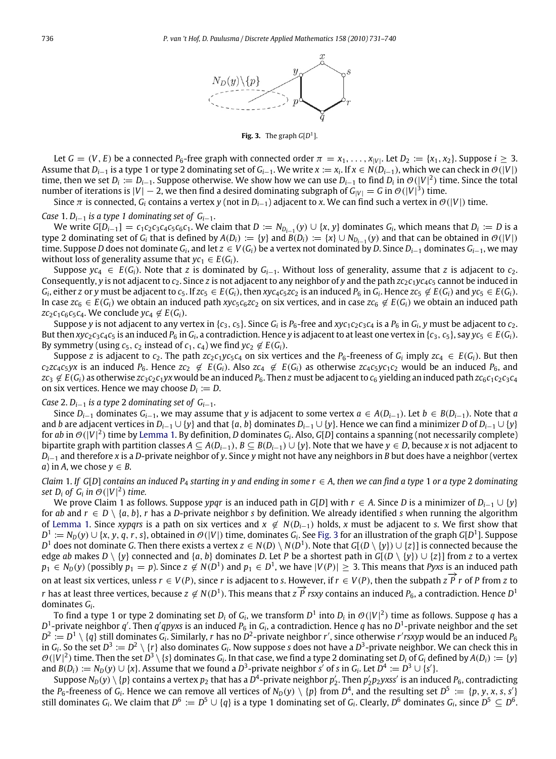**Fig. 3.** The graph $G[D^1]$.

Let $G = (V, E)$ be a connected $P_6$-free graph with connected order $\pi = x_1, \ldots, x_{|V|}$. Let $D_2 := \{x_1, x_2\}$. Suppose $i \geq 3$. Assume that $D_{i-1}$ is a type 1 or type 2 dominating set of $G_{i-1}$. We write $x := x_i$. If $x \in N(D_{i-1})$, which we can check in $\mathcal{O}(|V|)$ time, then we set $D_i := D_{i-1}$. Suppose otherwise. We show how we can use $D_{i-1}$ to find $D_i$ in $\mathcal{O}(|V|^2)$ time. Since the total number of iterations is $|V| - 2$, we then find a desired dominating subgraph of $G_{|V|} = G$ in $\mathcal{O}(|V|^3)$ time.

Since $\pi$ is connected, $G_i$ contains a vertex $y$ (not in $D_{i-1}$) adjacent to $x$. We can find such a vertex in $\mathcal{O}(|V|)$ time.

*Case* 1. *$D_{i-1}$ is a type 1 dominating set of $G_{i-1}$.*

We write $G[D_{i-1}] = c_1c_2c_3c_4c_5c_6c_1$. We claim that $D := N_{D_{i-1}}(y) \cup \{x, y\}$ dominates $G_i$, which means that $D_i := D$ is a type 2 dominating set of $G_i$ that is defined by $A(D_i) := \{y\}$ and $B(D_i) := \{x\} \cup N_{D_{i-1}}(y)$ and that can be obtained in $\mathcal{O}(|V|)$ time. Suppose $D$ does not dominate $G_i$, and let $z \in V(G_i)$ be a vertex not dominated by $D$. Since $D_{i-1}$ dominates $G_{i-1}$, we may without loss of generality assume that $yc_1 \in E(G_i)$.

Suppose $yc_4 \in E(G_i)$. Note that $z$ is dominated by $G_{i-1}$. Without loss of generality, assume that $z$ is adjacent to $c_2$. Consequently, $y$ is not adjacent to $c_2$. Since $z$ is not adjacent to any neighbor of $y$ and the path $zc_2c_1yc_4c_5$ cannot be induced in $G_i$, either $z$ or $y$ must be adjacent to $c_5$. If $zc_5 \in E(G_i)$, then $xyc_4c_5zc_2$ is an induced $P_6$ in $G_i$. Hence $zc_5 \notin E(G_i)$ and $yc_5 \in E(G_i)$. In case $zc_6 \in E(G_i)$ we obtain an induced path $xyc_5c_6zc_2$ on six vertices, and in case $zc_6 \notin E(G_i)$ we obtain an induced path $zc_2c_1c_6c_5c_4$. We conclude $yc_4 \notin E(G_i)$.

Suppose $y$ is not adjacent to any vertex in $\{c_3, c_5\}$. Since $G_i$ is $P_6$-free and $xyc_1c_2c_3c_4$ is a $P_6$ in $G_i$, $y$ must be adjacent to $c_2$. But then $xyc_2c_3c_4c_5$ is an induced $P_6$ in $G_i$, a contradiction. Hence $y$ is adjacent to at least one vertex in $\{c_3, c_5\}$, say $yc_5 \in E(G_i)$. By symmetry (using $c_5, c_2$ instead of $c_1, c_4$) we find $yc_2 \notin E(G_i)$.

Suppose $z$ is adjacent to $c_2$. The path $zc_2c_1yc_5c_4$ on six vertices and the $P_6$-freeness of $G_i$ imply $zc_4 \in E(G_i)$. But then $c_2zc_4c_5yx$ is an induced $P_6$. Hence $zc_2 \notin E(G_i)$. Also $zc_4 \notin E(G_i)$ as otherwise $zc_4c_5yc_1c_2$ would be an induced $P_6$, and $zc_3 \notin E(G_i)$ as otherwise $zc_3c_2c_1yx$ would be an induced $P_6$. Then $z$ must be adjacent to $c_6$ yielding an induced path $zc_6c_1c_2c_3c_4$ on six vertices. Hence we may choose $D_i := D$.

*Case* 2. *$D_{i-1}$ is a type 2 dominating set of $G_{i-1}$.*

Since $D_{i-1}$ dominates $G_{i-1}$, we may assume that $y$ is adjacent to some vertex $a \in A(D_{i-1})$. Let $b \in B(D_{i-1})$. Note that $a$ and $b$ are adjacent vertices in $D_{i-1} \cup \{y\}$ and that $\{a, b\}$ dominates $D_{i-1} \cup \{y\}$. Hence we can find a minimizer $D$ of $D_{i-1} \cup \{y\}$ for $ab$ in $\mathcal{O}(|V|^2)$ time by Lemma 1. By definition, $D$ dominates $G_i$. Also, $G[D]$ contains a spanning (not necessarily complete) bipartite graph with partition classes $A \subseteq A(D_{i-1})$, $B \subseteq B(D_{i-1}) \cup \{y\}$. Note that we have $y \in D$, because $x$ is not adjacent to $D_{i-1}$ and therefore $x$ is a $D$-private neighbor of $y$. Since $y$ might not have any neighbors in $B$ but does have a neighbor (vertex $a$) in $A$, we chose $y \in B$.

*Claim* 1. *If $G[D]$ contains an induced $P_4$ starting in $y$ and ending in some $r \in A$, then we can find a type* 1 *or a type* 2 *dominating set $D_i$ of $G_i$ in $\mathcal{O}(|V|^2)$ time.*

We prove Claim 1 as follows. Suppose $ypqr$ is an induced path in $G[D]$ with $r \in A$. Since $D$ is a minimizer of $D_{i-1} \cup \{y\}$ for $ab$ and $r \in D \setminus \{a, b\}$, $r$ has a $D$-private neighbor $s$ by definition. We already identified $s$ when running the algorithm of Lemma 1. Since $xypqrs$ is a path on six vertices and $x \notin N(D_{i-1})$ holds, $x$ must be adjacent to $s$. We first show that $D^1 := N_D(y) \cup \{x, y, q, r, s\}$, obtained in $\mathcal{O}(|V|)$ time, dominates $G_i$. See Fig. 3 for an illustration of the graph $G[D^1]$. Suppose $D^1$ does not dominate $G$. Then there exists a vertex $z \in N(D) \setminus N(D^1)$. Note that $G[(D \setminus \{y\}) \cup \{z\}]$ is connected because the edge $ab$ makes $D \setminus \{y\}$ connected and $\{a, b\}$ dominates $D$. Let $P$ be a shortest path in $G[(D \setminus \{y\}) \cup \{z\}]$ from $z$ to a vertex $p_1 \in N_D(y)$ (possibly $p_1 = p$). Since $z \notin N(D^1)$ and $p_1 \in D^1$, we have $|V(P)| \geq 3$. This means that $Pyxs$ is an induced path on at least six vertices, unless $r \in V(P)$, since $r$ is adjacent to $s$. However, if $r \in V(P)$, then the subpath $z\overrightarrow{P}r$ of $P$ from $z$ to $r$ has at least three vertices, because $z \notin N(D^1)$. This means that $z\overrightarrow{P}rsxy$ contains an induced $P_6$, a contradiction. Hence $D^1$ dominates $G_i$.

To find a type 1 or type 2 dominating set $D_i$ of $G_i$, we transform $D^1$ into $D_i$ in $\mathcal{O}(|V|^2)$ time as follows. Suppose $q$ has a $D^1$-private neighbor $q'$. Then $q'qpyxs$ is an induced $P_6$ in $G_i$, a contradiction. Hence $q$ has no $D^1$-private neighbor and the set $D^2 := D^1 \setminus \{q\}$ still dominates $G_i$. Similarly, $r$ has no $D^2$-private neighbor $r'$, since otherwise $r'rsxyp$ would be an induced $P_6$ in $G_i$. So the set $D^3 := D^2 \setminus \{r\}$ also dominates $G_i$. Now suppose $s$ does not have a $D^3$-private neighbor. We can check this in $\mathcal{O}(|V|^2)$ time. Then the set $D^3 \setminus \{s\}$ dominates $G_i$. In that case, we find a type 2 dominating set $D_i$ of $G_i$ defined by $A(D_i) := \{y\}$ and $B(D_i) := N_D(y) \cup \{x\}$. Assume that we found a $D^3$-private neighbor $s'$ of $s$ in $G_i$. Let $D^4 := D^3 \cup \{s'\}$.

Suppose $N_D(y) \setminus \{p\}$ contains a vertex $p_2$ that has a $D^4$-private neighbor $p_2'$. Then $p_2'p_2yxss'$ is an induced $P_6$, contradicting the $P_6$-freeness of $G_i$. Hence we can remove all vertices of $N_D(y) \setminus \{p\}$ from $D^4$, and the resulting set $D^5 := \{p, y, x, s, s'\}$ still dominates $G_i$. We claim that $D^6 := D^5 \cup \{q\}$ is a type 1 dominating set of $G_i$. Clearly, $D^6$ dominates $G_i$, since $D^5 \subseteq D^6$.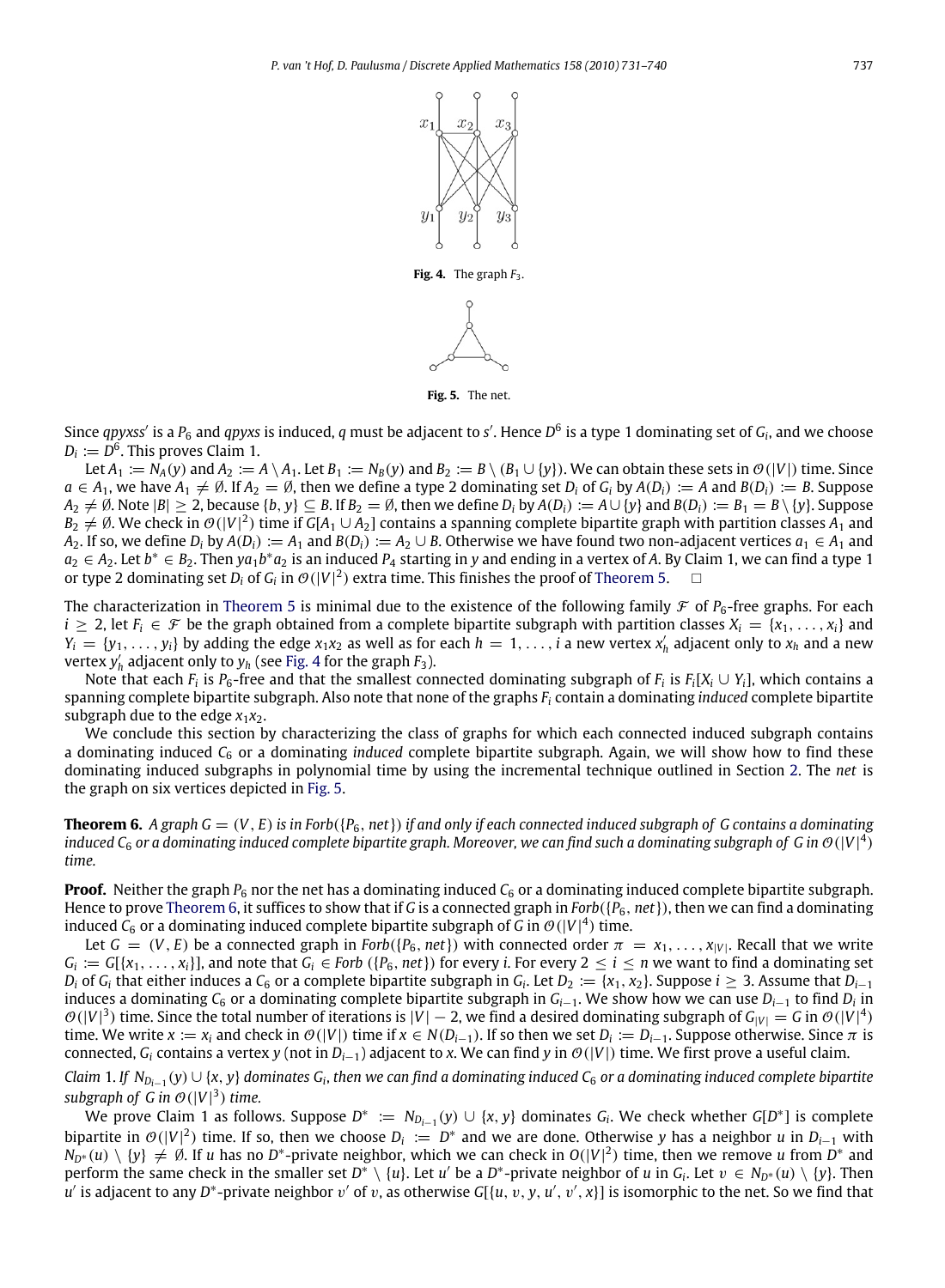Fig. 4. The graph $F_3$.

Fig. 5. The net.

Since $qpyxss'$ is a $P_6$ and $qpyxs$ is induced, $q$ must be adjacent to $s'$. Hence $D^6$ is a type 1 dominating set of $G_i$, and we choose $D_i := D^6$. This proves Claim 1.

Let $A_1 := N_A(y)$ and $A_2 := A \setminus A_1$. Let $B_1 := N_B(y)$ and $B_2 := B \setminus (B_1 \cup \{y\})$. We can obtain these sets in $\mathcal{O}(|V|)$ time. Since $a \in A_1$, we have $A_1 \neq \emptyset$. If $A_2 = \emptyset$, then we define a type 2 dominating set $D_i$ of $G_i$ by $A(D_i) := A$ and $B(D_i) := B$. Suppose $A_2 \neq \emptyset$. Note $|B| \geq 2$, because $\{b, y\} \subseteq B$. If $B_2 = \emptyset$, then we define $D_i$ by $A(D_i) := A \cup \{y\}$ and $B(D_i) := B_1 = B \setminus \{y\}$. Suppose $B_2 \neq \emptyset$. We check in $\mathcal{O}(|V|^2)$ time if $G[A_1 \cup A_2]$ contains a spanning complete bipartite graph with partition classes $A_1$ and $A_2$. If so, we define $D_i$ by $A(D_i) := A_1$ and $B(D_i) := A_2 \cup B$. Otherwise we have found two non-adjacent vertices $a_1 \in A_1$ and $a_2 \in A_2$. Let $b^* \in B_2$. Then $ya_1b^*a_2$ is an induced $P_4$ starting in $y$ and ending in a vertex of $A$. By Claim 1, we can find a type 1 or type 2 dominating set $D_i$ of $G_i$ in $\mathcal{O}(|V|^2)$ extra time. This finishes the proof of Theorem 5. $\square$

The characterization in Theorem 5 is minimal due to the existence of the following family $\mathcal{F}$ of $P_6$-free graphs. For each $i \geq 2$, let $F_i \in \mathcal{F}$ be the graph obtained from a complete bipartite subgraph with partition classes $X_i = \{x_1, \ldots, x_i\}$ and $Y_i = \{y_1, \ldots, y_i\}$ by adding the edge $x_1x_2$ as well as for each $h = 1, \ldots, i$ a new vertex $x'_h$ adjacent only to $x_h$ and a new vertex $y'_h$ adjacent only to $y_h$ (see Fig. 4 for the graph $F_3$).

Note that each $F_i$ is $P_6$-free and that the smallest connected dominating subgraph of $F_i$ is $F_i[X_i \cup Y_i]$, which contains a spanning complete bipartite subgraph. Also note that none of the graphs $F_i$ contain a dominating *induced* complete bipartite subgraph due to the edge $x_1x_2$.

We conclude this section by characterizing the class of graphs for which each connected induced subgraph contains a dominating induced $C_6$ or a dominating *induced* complete bipartite subgraph. Again, we will show how to find these dominating induced subgraphs in polynomial time by using the incremental technique outlined in Section 2. The *net* is the graph on six vertices depicted in Fig. 5.

**Theorem 6.** *A graph $G = (V, E)$ is in Forb($\{P_6, net\}$) if and only if each connected induced subgraph of $G$ contains a dominating induced $C_6$ or a dominating induced complete bipartite graph. Moreover, we can find such a dominating subgraph of $G$ in $\mathcal{O}(|V|^4)$ time.*

**Proof.** Neither the graph $P_6$ nor the net has a dominating induced $C_6$ or a dominating induced complete bipartite subgraph. Hence to prove Theorem 6, it suffices to show that if $G$ is a connected graph in Forb($\{P_6, net\}$), then we can find a dominating induced $C_6$ or a dominating induced complete bipartite subgraph of $G$ in $\mathcal{O}(|V|^4)$ time.

Let $G = (V, E)$ be a connected graph in Forb($\{P_6, net\}$) with connected order $\pi = x_1, \ldots, x_{|V|}$. Recall that we write $G_i := G[\{x_1, \ldots, x_i\}]$, and note that $G_i \in$ Forb ($\{P_6, net\}$) for every $i$. For every $2 \leq i \leq n$ we want to find a dominating set $D_i$ of $G_i$ that either induces a $C_6$ or a complete bipartite subgraph in $G_i$. Let $D_2 := \{x_1, x_2\}$. Suppose $i \geq 3$. Assume that $D_{i-1}$ induces a dominating $C_6$ or a dominating complete bipartite subgraph in $G_{i-1}$. We show how we can use $D_{i-1}$ to find $D_i$ in $\mathcal{O}(|V|^3)$ time. Since the total number of iterations is $|V| - 2$, we find a desired dominating subgraph of $G_{|V|} = G$ in $\mathcal{O}(|V|^4)$ time. We write $x := x_i$ and check in $\mathcal{O}(|V|)$ time if $x \in N(D_{i-1})$. If so then we set $D_i := D_{i-1}$. Suppose otherwise. Since $\pi$ is connected, $G_i$ contains a vertex $y$ (not in $D_{i-1}$) adjacent to $x$. We can find $y$ in $\mathcal{O}(|V|)$ time. We first prove a useful claim.

*Claim 1. If $N_{D_{i-1}}(y) \cup \{x, y\}$ dominates $G_i$, then we can find a dominating induced $C_6$ or a dominating induced complete bipartite subgraph of $G$ in $\mathcal{O}(|V|^3)$ time.*

We prove Claim 1 as follows. Suppose $D^* := N_{D_{i-1}}(y) \cup \{x, y\}$ dominates $G_i$. We check whether $G[D^*]$ is complete bipartite in $\mathcal{O}(|V|^2)$ time. If so, then we choose $D_i := D^*$ and we are done. Otherwise $y$ has a neighbor $u$ in $D_{i-1}$ with $N_{D^*}(u) \setminus \{y\} \neq \emptyset$. If $u$ has no $D^*$-private neighbor, which we can check in $O(|V|^2)$ time, then we remove $u$ from $D^*$ and perform the same check in the smaller set $D^* \setminus \{u\}$. Let $u'$ be a $D^*$-private neighbor of $u$ in $G_i$. Let $v \in N_{D^*}(u) \setminus \{y\}$. Then $u'$ is adjacent to any $D^*$-private neighbor $v'$ of $v$, as otherwise $G[\{u, v, y, u', v', x\}]$ is isomorphic to the net. So we find that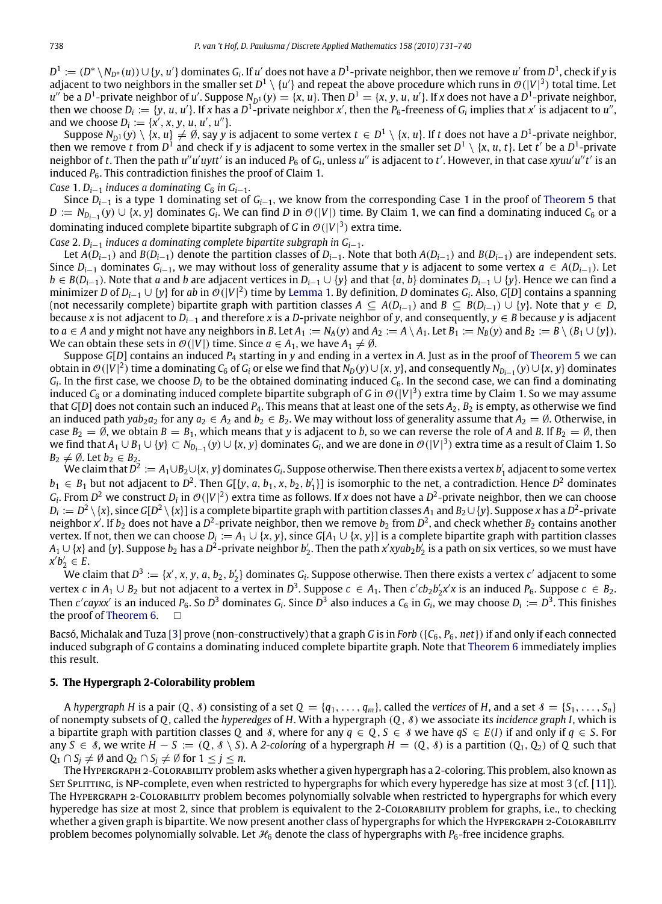$D^1 := (D^* \setminus N_{D^*}(u)) \cup \{y, u'\}$ dominates $G_i$. If $u'$ does not have a $D^1$-private neighbor, then we remove $u'$ from $D^1$, check if $y$ is adjacent to two neighbors in the smaller set $D^1 \setminus \{u'\}$ and repeat the above procedure which runs in $\mathcal{O}(|V|^3)$ total time. Let $u''$ be a $D^1$-private neighbor of $u'$. Suppose $N_{D^1}(y) = \{x, u\}$. Then $D^1 = \{x, y, u, u'\}$. If $x$ does not have a $D^1$-private neighbor, then we choose $D_i := \{y, u, u'\}$. If $x$ has a $D^1$-private neighbor $x'$, then the $P_6$-freeness of $G_i$ implies that $x'$ is adjacent to $u''$, and we choose $D_i := \{x', x, y, u, u', u''\}$.

Suppose $N_{D^1}(y) \setminus \{x, u\} \neq \emptyset$, say $y$ is adjacent to some vertex $t \in D^1 \setminus \{x, u\}$. If $t$ does not have a $D^1$-private neighbor, then we remove $t$ from $D^1$ and check if $y$ is adjacent to some vertex in the smaller set $D^1 \setminus \{x, u, t\}$. Let $t'$ be a $D^1$-private neighbor of $t$. Then the path $u''u'uytt'$ is an induced $P_6$ of $G_i$, unless $u''$ is adjacent to $t'$. However, in that case $xyuu'u''t'$ is an induced $P_6$. This contradiction finishes the proof of Claim 1.

*Case* 1. *$D_{i-1}$ induces a dominating $C_6$ in $G_{i-1}$.*

Since $D_{i-1}$ is a type 1 dominating set of $G_{i-1}$, we know from the corresponding Case 1 in the proof of Theorem 5 that $D := N_{D_{i-1}}(y) \cup \{x, y\}$ dominates $G_i$. We can find $D$ in $\mathcal{O}(|V|)$ time. By Claim 1, we can find a dominating induced $C_6$ or a dominating induced complete bipartite subgraph of $G$ in $\mathcal{O}(|V|^3)$ extra time.

*Case* 2. *$D_{i-1}$ induces a dominating complete bipartite subgraph in $G_{i-1}$.*

Let $A(D_{i-1})$ and $B(D_{i-1})$ denote the partition classes of $D_{i-1}$. Note that both $A(D_{i-1})$ and $B(D_{i-1})$ are independent sets. Since $D_{i-1}$ dominates $G_{i-1}$, we may without loss of generality assume that $y$ is adjacent to some vertex $a \in A(D_{i-1})$. Let $b \in B(D_{i-1})$. Note that $a$ and $b$ are adjacent vertices in $D_{i-1} \cup \{y\}$ and that $\{a, b\}$ dominates $D_{i-1} \cup \{y\}$. Hence we can find a minimizer $D$ of $D_{i-1} \cup \{y\}$ for $ab$ in $\mathcal{O}(|V|^2)$ time by Lemma 1. By definition, $D$ dominates $G_i$. Also, $G[D]$ contains a spanning (not necessarily complete) bipartite graph with partition classes $A \subseteq A(D_{i-1})$ and $B \subseteq B(D_{i-1}) \cup \{y\}$. Note that $y \in D$, because $x$ is not adjacent to $D_{i-1}$ and therefore $x$ is a $D$-private neighbor of $y$, and consequently, $y \in B$ because $y$ is adjacent to $a \in A$ and $y$ might not have any neighbors in $B$. Let $A_1 := N_A(y)$ and $A_2 := A \setminus A_1$. Let $B_1 := N_B(y)$ and $B_2 := B \setminus (B_1 \cup \{y\})$. We can obtain these sets in $\mathcal{O}(|V|)$ time. Since $a \in A_1$, we have $A_1 \neq \emptyset$.

Suppose $G[D]$ contains an induced $P_4$ starting in $y$ and ending in a vertex in $A$. Just as in the proof of Theorem 5 we can obtain in $\mathcal{O}(|V|^2)$ time a dominating $C_6$ of $G_i$ or else we find that $N_D(y) \cup \{x, y\}$, and consequently $N_{D_{i-1}}(y) \cup \{x, y\}$ dominates $G_i$. In the first case, we choose $D_i$ to be the obtained dominating induced $C_6$. In the second case, we can find a dominating induced $C_6$ or a dominating induced complete bipartite subgraph of $G$ in $\mathcal{O}(|V|^3)$ extra time by Claim 1. So we may assume that $G[D]$ does not contain such an induced $P_4$. This means that at least one of the sets $A_2, B_2$ is empty, as otherwise we find an induced path $yab_2a_2$ for any $a_2 \in A_2$ and $b_2 \in B_2$. We may without loss of generality assume that $A_2 = \emptyset$. Otherwise, in case $B_2 = \emptyset$, we obtain $B = B_1$, which means that $y$ is adjacent to $b$, so we can reverse the role of $A$ and $B$. If $B_2 = \emptyset$, then we find that $A_1 \cup B_1 \cup \{y\} \subset N_{D_{i-1}}(y) \cup \{x, y\}$ dominates $G_i$, and we are done in $\mathcal{O}(|V|^3)$ extra time as a result of Claim 1. So $B_2 \neq \emptyset$. Let $b_2 \in B_2$.

We claim that $D^2 := A_1 \cup B_2 \cup \{x, y\}$ dominates $G_i$. Suppose otherwise. Then there exists a vertex $b_1'$ adjacent to some vertex $b_1 \in B_1$ but not adjacent to $D^2$. Then $G[\{y, a, b_1, x, b_2, b_1'\}]$ is isomorphic to the net, a contradiction. Hence $D^2$ dominates $G_i$. From $D^2$ we construct $D_i$ in $\mathcal{O}(|V|^2)$ extra time as follows. If $x$ does not have a $D^2$-private neighbor, then we can choose $D_i := D^2 \setminus \{x\}$, since $G[D^2 \setminus \{x\}]$ is a complete bipartite graph with partition classes $A_1$ and $B_2 \cup \{y\}$. Suppose $x$ has a $D^2$-private neighbor $x'$. If $b_2$ does not have a $D^2$-private neighbor, then we remove $b_2$ from $D^2$, and check whether $B_2$ contains another vertex. If not, then we can choose $D_i := A_1 \cup \{x, y\}$, since $G[A_1 \cup \{x, y\}]$ is a complete bipartite graph with partition classes $A_1 \cup \{x\}$ and $\{y\}$. Suppose $b_2$ has a $D^2$-private neighbor $b_2'$. Then the path $x'xyab_2b_2'$ is a path on six vertices, so we must have $x'b_2' \in E$.

We claim that $D^3 := \{x', x, y, a, b_2, b_2'\}$ dominates $G_i$. Suppose otherwise. Then there exists a vertex $c'$ adjacent to some vertex $c$ in $A_1 \cup B_2$ but not adjacent to a vertex in $D^3$. Suppose $c \in A_1$. Then $c'cb_2b_2'x'x$ is an induced $P_6$. Suppose $c \in B_2$. Then $c'cayxx'$ is an induced $P_6$. So $D^3$ dominates $G_i$. Since $D^3$ also induces a $C_6$ in $G_i$, we may choose $D_i := D^3$. This finishes the proof of Theorem 6. $\square$

Bacsó, Michalak and Tuza [3] prove (non-constructively) that a graph $G$ is in *Forb* ($\{C_6, P_6, net\}$) if and only if each connected induced subgraph of $G$ contains a dominating induced complete bipartite graph. Note that Theorem 6 immediately implies this result.

## 5. The Hypergraph 2-Colorability problem

A *hypergraph* $H$ is a pair $(Q, \mathcal{S})$ consisting of a set $Q = \{q_1, \ldots, q_m\}$, called the *vertices* of $H$, and a set $\mathcal{S} = \{S_1, \ldots, S_n\}$ of nonempty subsets of $Q$, called the *hyperedges* of $H$. With a hypergraph $(Q, \mathcal{S})$ we associate its *incidence graph* $I$, which is a bipartite graph with partition classes $Q$ and $\mathcal{S}$, where for any $q \in Q, S \in \mathcal{S}$ we have $qS \in E(I)$ if and only if $q \in S$. For any $S \in \mathcal{S}$, we write $H - S := (Q, \mathcal{S} \setminus S)$. A *2-coloring* of a hypergraph $H = (Q, \mathcal{S})$ is a partition $(Q_1, Q_2)$ of $Q$ such that $Q_1 \cap S_j \neq \emptyset$ and $Q_2 \cap S_j \neq \emptyset$ for $1 \leq j \leq n$.

The Hypergraph 2-Colorability problem asks whether a given hypergraph has a 2-coloring. This problem, also known as Set Splitting, is NP-complete, even when restricted to hypergraphs for which every hyperedge has size at most 3 (cf. [11]). The Hypergraph 2-Colorability problem becomes polynomially solvable when restricted to hypergraphs for which every hyperedge has size at most 2, since that problem is equivalent to the 2-Colorability problem for graphs, i.e., to checking whether a given graph is bipartite. We now present another class of hypergraphs for which the Hypergraph 2-Colorability problem becomes polynomially solvable. Let $\mathcal{H}_6$ denote the class of hypergraphs with $P_6$-free incidence graphs.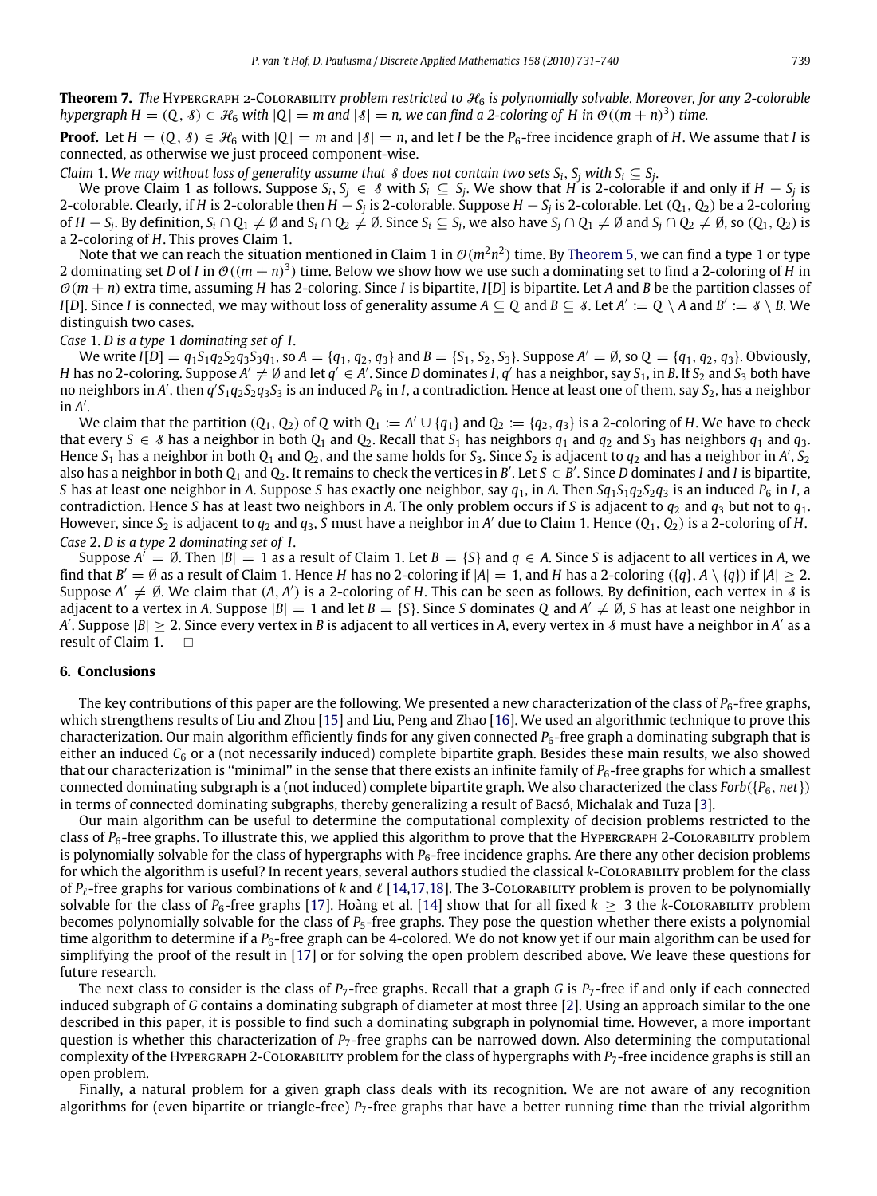**Theorem 7.** *The* Hypergraph 2-Colorability *problem restricted to* $\mathcal{H}_6$ *is polynomially solvable. Moreover, for any 2-colorable hypergraph* $H = (Q, \mathcal{S}) \in \mathcal{H}_6$ *with* $|Q| = m$ *and* $|\mathcal{S}| = n$, *we can find a 2-coloring of* $H$ *in* $\mathcal{O}((m+n)^3)$ *time.*

**Proof.** Let $H = (Q, \mathcal{S}) \in \mathcal{H}_6$ with $|Q| = m$ and $|\mathcal{S}| = n$, and let $I$ be the $P_6$-free incidence graph of $H$. We assume that $I$ is connected, as otherwise we just proceed component-wise.

*Claim* 1. *We may without loss of generality assume that* $\mathcal{S}$ *does not contain two sets* $S_i, S_j$ *with* $S_i \subseteq S_j$.

We prove Claim 1 as follows. Suppose $S_i, S_j \in \mathcal{S}$ with $S_i \subseteq S_j$. We show that $H$ is 2-colorable if and only if $H - S_j$ is 2-colorable. Clearly, if $H$ is 2-colorable then $H - S_j$ is 2-colorable. Suppose $H - S_j$ is 2-colorable. Let $(Q_1, Q_2)$ be a 2-coloring of $H - S_j$. By definition, $S_i \cap Q_1 \neq \emptyset$ and $S_i \cap Q_2 \neq \emptyset$. Since $S_i \subseteq S_j$, we also have $S_j \cap Q_1 \neq \emptyset$ and $S_j \cap Q_2 \neq \emptyset$, so $(Q_1, Q_2)$ is a 2-coloring of $H$. This proves Claim 1.

Note that we can reach the situation mentioned in Claim 1 in $\mathcal{O}(m^2n^2)$ time. By Theorem 5, we can find a type 1 or type 2 dominating set $D$ of $I$ in $\mathcal{O}((m+n)^3)$ time. Below we show how we use such a dominating set to find a 2-coloring of $H$ in $\mathcal{O}(m+n)$ extra time, assuming $H$ has 2-coloring. Since $I$ is bipartite, $I[D]$ is bipartite. Let $A$ and $B$ be the partition classes of $I[D]$. Since $I$ is connected, we may without loss of generality assume $A \subseteq Q$ and $B \subseteq \mathcal{S}$. Let $A' := Q \setminus A$ and $B' := \mathcal{S} \setminus B$. We distinguish two cases.

*Case* 1. *$D$ is a type* 1 *dominating set of* $I$.

We write $I[D] = q_1S_1q_2S_2q_3S_3q_1$, so $A = \{q_1, q_2, q_3\}$ and $B = \{S_1, S_2, S_3\}$. Suppose $A' = \emptyset$, so $Q = \{q_1, q_2, q_3\}$. Obviously, $H$ has no 2-coloring. Suppose $A' \neq \emptyset$ and let $q' \in A'$. Since $D$ dominates $I$, $q'$ has a neighbor, say $S_1$, in $B$. If $S_2$ and $S_3$ both have no neighbors in $A'$, then $q'S_1q_2S_2q_3S_3$ is an induced $P_6$ in $I$, a contradiction. Hence at least one of them, say $S_2$, has a neighbor in $A'$.

We claim that the partition $(Q_1, Q_2)$ of $Q$ with $Q_1 := A' \cup \{q_1\}$ and $Q_2 := \{q_2, q_3\}$ is a 2-coloring of $H$. We have to check that every $S \in \mathcal{S}$ has a neighbor in both $Q_1$ and $Q_2$. Recall that $S_1$ has neighbors $q_1$ and $q_2$ and $S_3$ has neighbors $q_1$ and $q_3$. Hence $S_1$ has a neighbor in both $Q_1$ and $Q_2$, and the same holds for $S_3$. Since $S_2$ is adjacent to $q_2$ and has a neighbor in $A'$, $S_2$ also has a neighbor in both $Q_1$ and $Q_2$. It remains to check the vertices in $B'$. Let $S \in B'$. Since $D$ dominates $I$ and $I$ is bipartite, $S$ has at least one neighbor in $A$. Suppose $S$ has exactly one neighbor, say $q_1$, in $A$. Then $Sq_1S_1q_2S_2q_3$ is an induced $P_6$ in $I$, a contradiction. Hence $S$ has at least two neighbors in $A$. The only problem occurs if $S$ is adjacent to $q_2$ and $q_3$ but not to $q_1$. However, since $S_2$ is adjacent to $q_2$ and $q_3$, $S$ must have a neighbor in $A'$ due to Claim 1. Hence $(Q_1, Q_2)$ is a 2-coloring of $H$.

*Case* 2. *$D$ is a type* 2 *dominating set of* $I$.

Suppose $A' = \emptyset$. Then $|B| = 1$ as a result of Claim 1. Let $B = \{S\}$ and $q \in A$. Since $S$ is adjacent to all vertices in $A$, we find that $B' = \emptyset$ as a result of Claim 1. Hence $H$ has no 2-coloring if $|A| = 1$, and $H$ has a 2-coloring $(\{q\}, A \setminus \{q\})$ if $|A| \geq 2$. Suppose $A' \neq \emptyset$. We claim that $(A, A')$ is a 2-coloring of $H$. This can be seen as follows. By definition, each vertex in $\mathcal{S}$ is adjacent to a vertex in $A$. Suppose $|B| = 1$ and let $B = \{S\}$. Since $S$ dominates $Q$ and $A' \neq \emptyset$, $S$ has at least one neighbor in $A'$. Suppose $|B| \geq 2$. Since every vertex in $B$ is adjacent to all vertices in $A$, every vertex in $\mathcal{S}$ must have a neighbor in $A'$ as a result of Claim 1. □

## 6. Conclusions

The key contributions of this paper are the following. We presented a new characterization of the class of $P_6$-free graphs, which strengthens results of Liu and Zhou [15] and Liu, Peng and Zhao [16]. We used an algorithmic technique to prove this characterization. Our main algorithm efficiently finds for any given connected $P_6$-free graph a dominating subgraph that is either an induced $C_6$ or a (not necessarily induced) complete bipartite graph. Besides these main results, we also showed that our characterization is "minimal" in the sense that there exists an infinite family of $P_6$-free graphs for which a smallest connected dominating subgraph is a (not induced) complete bipartite graph. We also characterized the class $Forb(\{P_6, net\})$ in terms of connected dominating subgraphs, thereby generalizing a result of Bacsó, Michalak and Tuza [3].

Our main algorithm can be useful to determine the computational complexity of decision problems restricted to the class of $P_6$-free graphs. To illustrate this, we applied this algorithm to prove that the Hypergraph 2-Colorability problem is polynomially solvable for the class of hypergraphs with $P_6$-free incidence graphs. Are there any other decision problems for which the algorithm is useful? In recent years, several authors studied the classical $k$-Colorability problem for the class of $P_\ell$-free graphs for various combinations of $k$ and $\ell$ [14,17,18]. The 3-Colorability problem is proven to be polynomially solvable for the class of $P_6$-free graphs [17]. Hoàng et al. [14] show that for all fixed $k \geq 3$ the $k$-Colorability problem becomes polynomially solvable for the class of $P_5$-free graphs. They pose the question whether there exists a polynomial time algorithm to determine if a $P_6$-free graph can be 4-colored. We do not know yet if our main algorithm can be used for simplifying the proof of the result in [17] or for solving the open problem described above. We leave these questions for future research.

The next class to consider is the class of $P_7$-free graphs. Recall that a graph $G$ is $P_7$-free if and only if each connected induced subgraph of $G$ contains a dominating subgraph of diameter at most three [2]. Using an approach similar to the one described in this paper, it is possible to find such a dominating subgraph in polynomial time. However, a more important question is whether this characterization of $P_7$-free graphs can be narrowed down. Also determining the computational complexity of the Hypergraph 2-Colorability problem for the class of hypergraphs with $P_7$-free incidence graphs is still an open problem.

Finally, a natural problem for a given graph class deals with its recognition. We are not aware of any recognition algorithms for (even bipartite or triangle-free) $P_7$-free graphs that have a better running time than the trivial algorithm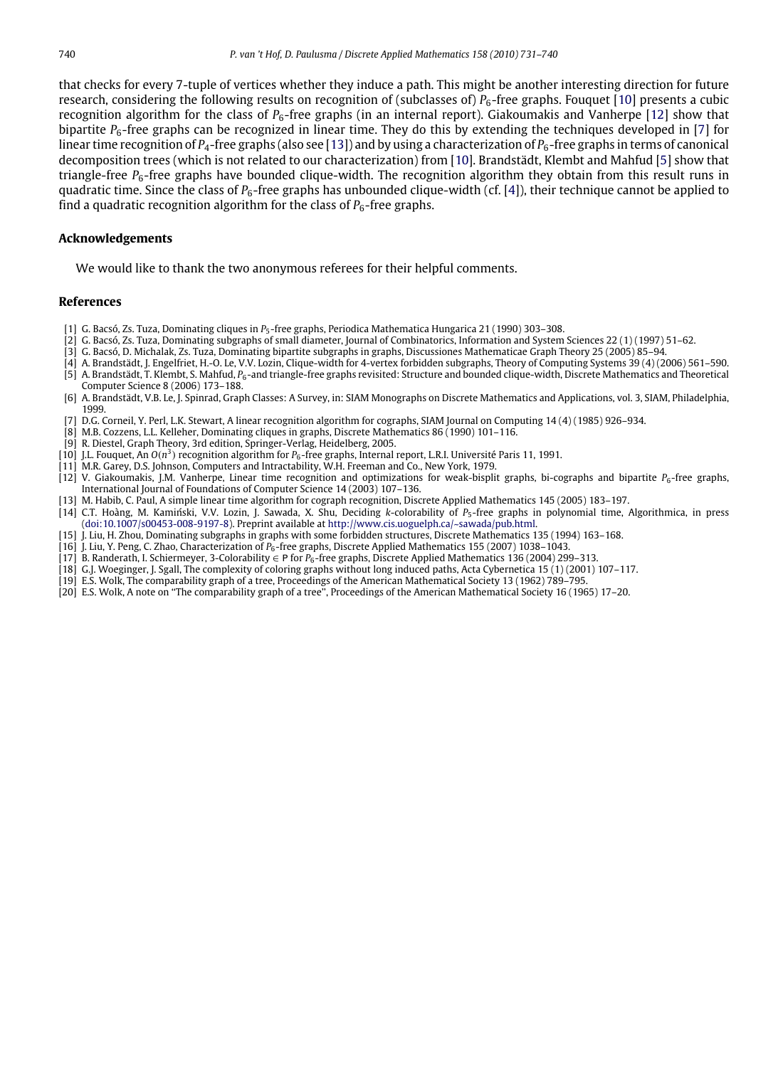that checks for every 7-tuple of vertices whether they induce a path. This might be another interesting direction for future research, considering the following results on recognition of (subclasses of) $P_6$-free graphs. Fouquet [10] presents a cubic recognition algorithm for the class of $P_6$-free graphs (in an internal report). Giakoumakis and Vanherpe [12] show that bipartite $P_6$-free graphs can be recognized in linear time. They do this by extending the techniques developed in [7] for linear time recognition of $P_4$-free graphs (also see [13]) and by using a characterization of $P_6$-free graphs in terms of canonical decomposition trees (which is not related to our characterization) from [10]. Brandstädt, Klembt and Mahfud [5] show that triangle-free $P_6$-free graphs have bounded clique-width. The recognition algorithm they obtain from this result runs in quadratic time. Since the class of $P_6$-free graphs has unbounded clique-width (cf. [4]), their technique cannot be applied to find a quadratic recognition algorithm for the class of $P_6$-free graphs.

## Acknowledgements

We would like to thank the two anonymous referees for their helpful comments.

## References

[1] G. Bacsó, Zs. Tuza, Dominating cliques in $P_5$-free graphs, Periodica Mathematica Hungarica 21 (1990) 303–308.
[2] G. Bacsó, Zs. Tuza, Dominating subgraphs of small diameter, Journal of Combinatorics, Information and System Sciences 22 (1) (1997) 51–62.
[3] G. Bacsó, D. Michalak, Zs. Tuza, Dominating bipartite subgraphs in graphs, Discussiones Mathematicae Graph Theory 25 (2005) 85–94.
[4] A. Brandstädt, J. Engelfriet, H.-O. Le, V.V. Lozin, Clique-width for 4-vertex forbidden subgraphs, Theory of Computing Systems 39 (4) (2006) 561–590.
[5] A. Brandstädt, T. Klembt, S. Mahfud, $P_6$-and triangle-free graphs revisited: Structure and bounded clique-width, Discrete Mathematics and Theoretical Computer Science 8 (2006) 173–188.
[6] A. Brandstädt, V.B. Le, J. Spinrad, Graph Classes: A Survey, in: SIAM Monographs on Discrete Mathematics and Applications, vol. 3, SIAM, Philadelphia, 1999.
[7] D.G. Corneil, Y. Perl, L.K. Stewart, A linear recognition algorithm for cographs, SIAM Journal on Computing 14 (4) (1985) 926–934.
[8] M.B. Cozzens, L.L. Kelleher, Dominating cliques in graphs, Discrete Mathematics 86 (1990) 101–116.
[9] R. Diestel, Graph Theory, 3rd edition, Springer-Verlag, Heidelberg, 2005.
[10] J.L. Fouquet, An $O(n^3)$ recognition algorithm for $P_6$-free graphs, Internal report, L.R.I. Université Paris 11, 1991.
[11] M.R. Garey, D.S. Johnson, Computers and Intractability, W.H. Freeman and Co., New York, 1979.
[12] V. Giakoumakis, J.M. Vanherpe, Linear time recognition and optimizations for weak-bisplit graphs, bi-cographs and bipartite $P_6$-free graphs, International Journal of Foundations of Computer Science 14 (2003) 107–136.
[13] M. Habib, C. Paul, A simple linear time algorithm for cograph recognition, Discrete Applied Mathematics 145 (2005) 183–197.
[14] C.T. Hoàng, M. Kamiński, V.V. Lozin, J. Sawada, X. Shu, Deciding $k$-colorability of $P_5$-free graphs in polynomial time, Algorithmica, in press (doi:10.1007/s00453-008-9197-8). Preprint available at http://www.cis.uoguelph.ca/~sawada/pub.html.
[15] J. Liu, H. Zhou, Dominating subgraphs in graphs with some forbidden structures, Discrete Mathematics 135 (1994) 163–168.
[16] J. Liu, Y. Peng, C. Zhao, Characterization of $P_6$-free graphs, Discrete Applied Mathematics 155 (2007) 1038–1043.
[17] B. Randerath, I. Schiermeyer, 3-Colorability $\in$ P for $P_6$-free graphs, Discrete Applied Mathematics 136 (2004) 299–313.
[18] G.J. Woeginger, J. Sgall, The complexity of coloring graphs without long induced paths, Acta Cybernetica 15 (1) (2001) 107–117.
[19] E.S. Wolk, The comparability graph of a tree, Proceedings of the American Mathematical Society 13 (1962) 789–795.
[20] E.S. Wolk, A note on "The comparability graph of a tree", Proceedings of the American Mathematical Society 16 (1965) 17–20.